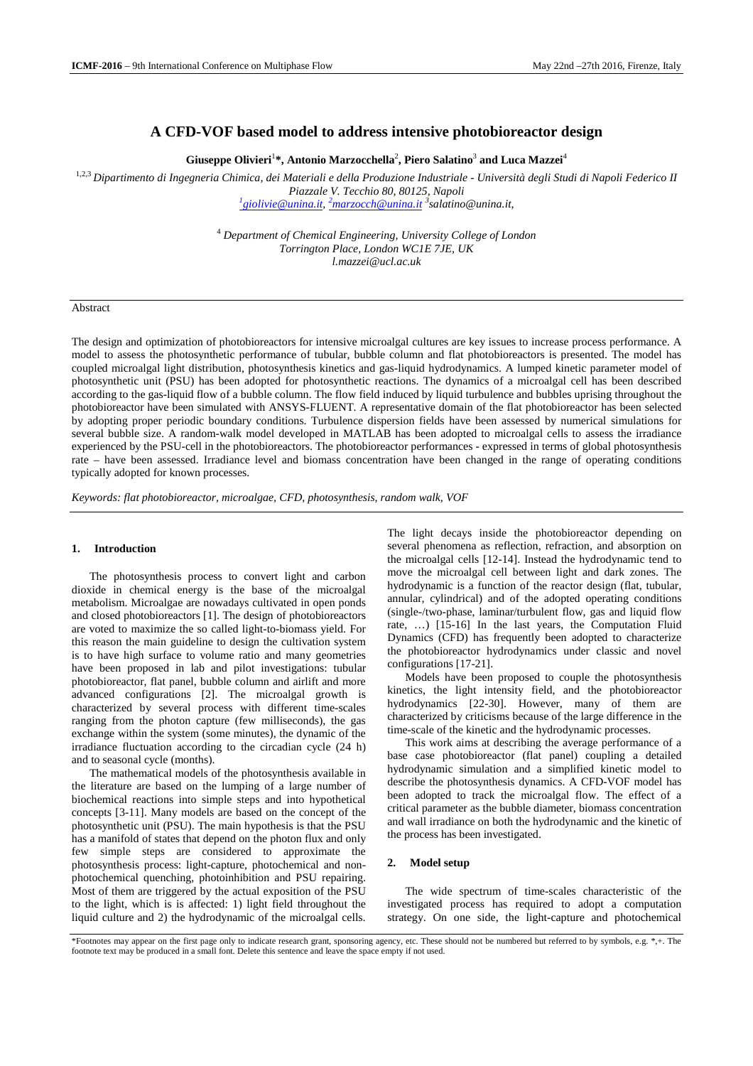# A CFD-VOF based model to address intensive photobioreactor design

**Giuseppe Olivieri[1]*, Antonio Marzocchella[2], Piero Salatino[3] and Luca Mazzei[4]**

[1,2,3] *Dipartimento di Ingegneria Chimica, dei Materiali e della Produzione Industriale - Università degli Studi di Napoli Federico II Piazzale V. Tecchio 80, 80125, Napoli*
*[1]giolivie@unina.it, [2]marzocch@unina.it [3]salatino@unina.it,*

[4] *Department of Chemical Engineering, University College of London Torrington Place, London WC1E 7JE, UK l.mazzei@ucl.ac.uk*

Abstract

The design and optimization of photobioreactors for intensive microalgal cultures are key issues to increase process performance. A model to assess the photosynthetic performance of tubular, bubble column and flat photobioreactors is presented. The model has coupled microalgal light distribution, photosynthesis kinetics and gas-liquid hydrodynamics. A lumped kinetic parameter model of photosynthetic unit (PSU) has been adopted for photosynthetic reactions. The dynamics of a microalgal cell has been described according to the gas-liquid flow of a bubble column. The flow field induced by liquid turbulence and bubbles uprising throughout the photobioreactor have been simulated with ANSYS-FLUENT. A representative domain of the flat photobioreactor has been selected by adopting proper periodic boundary conditions. Turbulence dispersion fields have been assessed by numerical simulations for several bubble size. A random-walk model developed in MATLAB has been adopted to microalgal cells to assess the irradiance experienced by the PSU-cell in the photobioreactors. The photobioreactor performances - expressed in terms of global photosynthesis rate – have been assessed. Irradiance level and biomass concentration have been changed in the range of operating conditions typically adopted for known processes.

*Keywords: flat photobioreactor, microalgae, CFD, photosynthesis, random walk, VOF*

## 1. Introduction

The photosynthesis process to convert light and carbon dioxide in chemical energy is the base of the microalgal metabolism. Microalgae are nowadays cultivated in open ponds and closed photobioreactors [1]. The design of photobioreactors are voted to maximize the so called light-to-biomass yield. For this reason the main guideline to design the cultivation system is to have high surface to volume ratio and many geometries have been proposed in lab and pilot investigations: tubular photobioreactor, flat panel, bubble column and airlift and more advanced configurations [2]. The microalgal growth is characterized by several process with different time-scales ranging from the photon capture (few milliseconds), the gas exchange within the system (some minutes), the dynamic of the irradiance fluctuation according to the circadian cycle (24 h) and to seasonal cycle (months).

The mathematical models of the photosynthesis available in the literature are based on the lumping of a large number of biochemical reactions into simple steps and into hypothetical concepts [3-11]. Many models are based on the concept of the photosynthetic unit (PSU). The main hypothesis is that the PSU has a manifold of states that depend on the photon flux and only few simple steps are considered to approximate the photosynthesis process: light-capture, photochemical and non-photochemical quenching, photoinhibition and PSU repairing. Most of them are triggered by the actual exposition of the PSU to the light, which is is affected: 1) light field throughout the liquid culture and 2) the hydrodynamic of the microalgal cells. The light decays inside the photobioreactor depending on several phenomena as reflection, refraction, and absorption on the microalgal cells [12-14]. Instead the hydrodynamic tend to move the microalgal cell between light and dark zones. The hydrodynamic is a function of the reactor design (flat, tubular, annular, cylindrical) and of the adopted operating conditions (single-/two-phase, laminar/turbulent flow, gas and liquid flow rate, …) [15-16] In the last years, the Computation Fluid Dynamics (CFD) has frequently been adopted to characterize the photobioreactor hydrodynamics under classic and novel configurations [17-21].

Models have been proposed to couple the photosynthesis kinetics, the light intensity field, and the photobioreactor hydrodynamics [22-30]. However, many of them are characterized by criticisms because of the large difference in the time-scale of the kinetic and the hydrodynamic processes.

This work aims at describing the average performance of a base case photobioreactor (flat panel) coupling a detailed hydrodynamic simulation and a simplified kinetic model to describe the photosynthesis dynamics. A CFD-VOF model has been adopted to track the microalgal flow. The effect of a critical parameter as the bubble diameter, biomass concentration and wall irradiance on both the hydrodynamic and the kinetic of the process has been investigated.

## 2. Model setup

The wide spectrum of time-scales characteristic of the investigated process has required to adopt a computation strategy. On one side, the light-capture and photochemical

*Footnotes may appear on the first page only to indicate research grant, sponsoring agency, etc. These should not be numbered but referred to by symbols, e.g. *,+. The footnote text may be produced in a small font. Delete this sentence and leave the space empty if not used.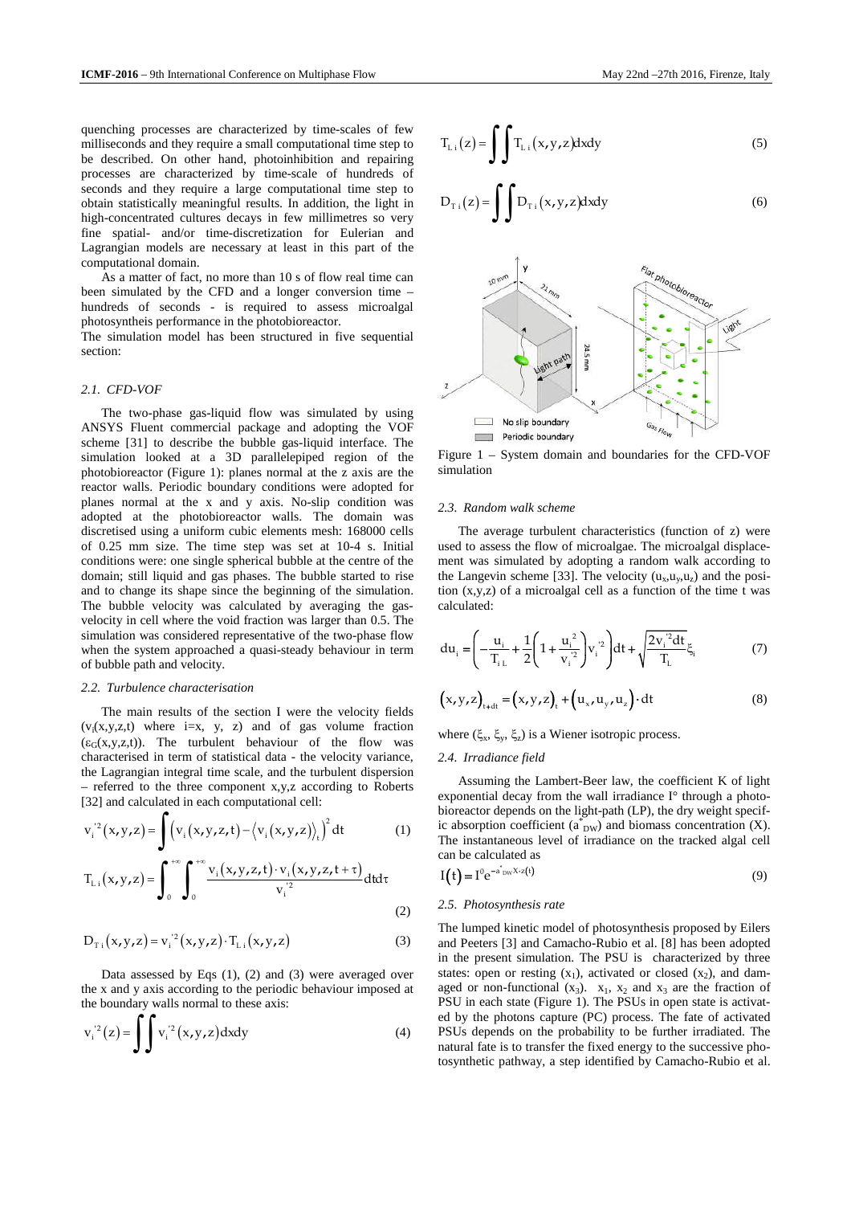quenching processes are characterized by time-scales of few milliseconds and they require a small computational time step to be described. On other hand, photoinhibition and repairing processes are characterized by time-scale of hundreds of seconds and they require a large computational time step to obtain statistically meaningful results. In addition, the light in high-concentrated cultures decays in few millimetres so very fine spatial- and/or time-discretization for Eulerian and Lagrangian models are necessary at least in this part of the computational domain.

As a matter of fact, no more than 10 s of flow real time can been simulated by the CFD and a longer conversion time – hundreds of seconds - is required to assess microalgal photosynthesis performance in the photobioreactor.

The simulation model has been structured in five sequential section:

### 2.1. CFD-VOF

The two-phase gas-liquid flow was simulated by using ANSYS Fluent commercial package and adopting the VOF scheme [31] to describe the bubble gas-liquid interface. The simulation looked at a 3D parallelepiped region of the photobioreactor (Figure 1): planes normal at the z axis are the reactor walls. Periodic boundary conditions were adopted for planes normal at the x and y axis. No-slip condition was adopted at the photobioreactor walls. The domain was discretised using a uniform cubic elements mesh: 168000 cells of 0.25 mm size. The time step was set at 10-4 s. Initial conditions were: one single spherical bubble at the centre of the domain; still liquid and gas phases. The bubble started to rise and to change its shape since the beginning of the simulation. The bubble velocity was calculated by averaging the gas-velocity in cell where the void fraction was larger than 0.5. The simulation was considered representative of the two-phase flow when the system approached a quasi-steady behaviour in term of bubble path and velocity.

### 2.2. Turbulence characterisation

The main results of the section I were the velocity fields ($v_i(x,y,z,t)$ where i=x, y, z) and of gas volume fraction ($\varepsilon_G(x,y,z,t)$). The turbulent behaviour of the flow was characterised in term of statistical data - the velocity variance, the Lagrangian integral time scale, and the turbulent dispersion – referred to the three component x,y,z according to Roberts [32] and calculated in each computational cell:

$$v_i^{'2}(x,y,z) = \int \left( v_i(x,y,z,t) - \langle v_i(x,y,z) \rangle_t \right)^2 dt \tag{1}$$

$$T_{L\,i}(x,y,z) = \int_0^{+\infty} \int_0^{+\infty} \frac{v_i(x,y,z,t) \cdot v_i(x,y,z,t+\tau)}{v_i^{'2}} dt d\tau \tag{2}$$

$$D_{T\,i}(x,y,z) = v_i^{'2}(x,y,z) \cdot T_{L\,i}(x,y,z) \tag{3}$$

Data assessed by Eqs (1), (2) and (3) were averaged over the x and y axis according to the periodic behaviour imposed at the boundary walls normal to these axis:

$$v_i^{'2}(z) = \iint v_i^{'2}(x,y,z) dx dy \tag{4}$$

$$T_{L\,i}(z) = \iint T_{L\,i}(x,y,z) dx dy \tag{5}$$

$$D_{T\,i}(z) = \iint D_{T\,i}(x,y,z) dx dy \tag{6}$$

Figure 1 – System domain and boundaries for the CFD-VOF simulation

### 2.3. Random walk scheme

The average turbulent characteristics (function of z) were used to assess the flow of microalgae. The microalgal displacement was simulated by adopting a random walk according to the Langevin scheme [33]. The velocity ($u_x,u_y,u_z$) and the position (x,y,z) of a microalgal cell as a function of the time t was calculated:

$$du_i = \left( -\frac{u_i}{T_{i\,L}} + \frac{1}{2}\left(1 + \frac{u_i^2}{v_i^{'2}}\right) v_i^{'2} \right) dt + \sqrt{\frac{2 v_i^{'2} dt}{T_L}} \xi_i \tag{7}$$

$$(x,y,z)_{t+dt} = (x,y,z)_t + (u_x,u_y,u_z) \cdot dt \tag{8}$$

where ($\xi_x$, $\xi_y$, $\xi_z$) is a Wiener isotropic process.

### 2.4. Irradiance field

Assuming the Lambert-Beer law, the coefficient K of light exponential decay from the wall irradiance I° through a photobioreactor depends on the light-path (LP), the dry weight specific absorption coefficient ($a^*_{DW}$) and biomass concentration (X). The instantaneous level of irradiance on the tracked algal cell can be calculated as

$$I(t) = I^0 e^{-a^*_{DW} X \cdot z(t)} \tag{9}$$

### 2.5. Photosynthesis rate

The lumped kinetic model of photosynthesis proposed by Eilers and Peeters [3] and Camacho-Rubio et al. [8] has been adopted in the present simulation. The PSU is characterized by three states: open or resting ($x_1$), activated or closed ($x_2$), and damaged or non-functional ($x_3$). $x_1$, $x_2$ and $x_3$ are the fraction of PSU in each state (Figure 1). The PSUs in open state is activated by the photons capture (PC) process. The fate of activated PSUs depends on the probability to be further irradiated. The natural fate is to transfer the fixed energy to the successive photosynthetic pathway, a step identified by Camacho-Rubio et al.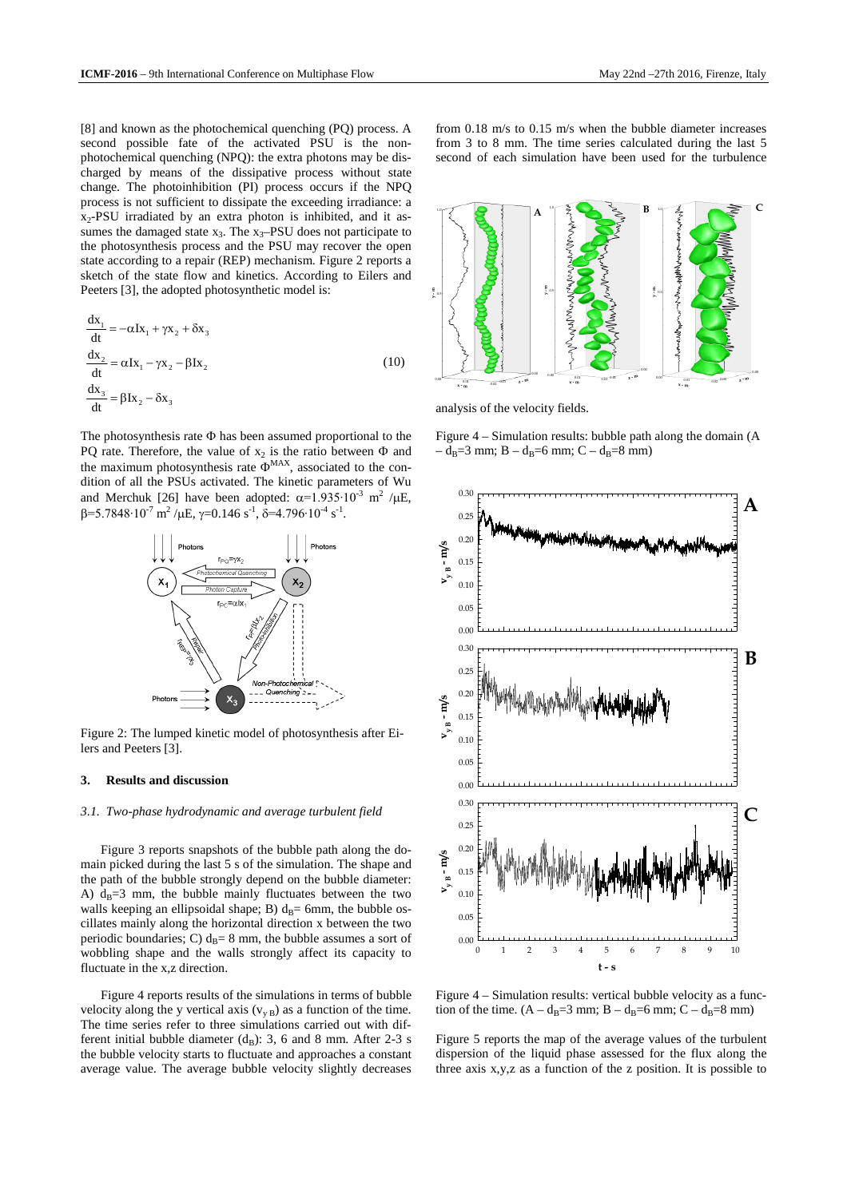[8] and known as the photochemical quenching (PQ) process. A second possible fate of the activated PSU is the non-photochemical quenching (NPQ): the extra photons may be discharged by means of the dissipative process without state change. The photoinhibition (PI) process occurs if the NPQ process is not sufficient to dissipate the exceeding irradiance: a $x_2$-PSU irradiated by an extra photon is inhibited, and it assumes the damaged state $x_3$. The $x_3$–PSU does not participate to the photosynthesis process and the PSU may recover the open state according to a repair (REP) mechanism. Figure 2 reports a sketch of the state flow and kinetics. According to Eilers and Peeters [3], the adopted photosynthetic model is:

$$
\begin{aligned}
\frac{dx_1}{dt} &= -\alpha I x_1 + \gamma x_2 + \delta x_3 \\
\frac{dx_2}{dt} &= \alpha I x_1 - \gamma x_2 - \beta I x_2 \\
\frac{dx_3}{dt} &= \beta I x_2 - \delta x_3
\end{aligned}
\qquad (10)
$$

The photosynthesis rate $\Phi$ has been assumed proportional to the PQ rate. Therefore, the value of $x_2$ is the ratio between $\Phi$ and the maximum photosynthesis rate $\Phi^{MAX}$, associated to the condition of all the PSUs activated. The kinetic parameters of Wu and Merchuk [26] have been adopted: $\alpha=1.935\cdot10^{-3}$ m$^2$ /µE, $\beta=5.7848\cdot10^{-7}$ m$^2$ /µE, $\gamma=0.146$ s$^{-1}$, $\delta=4.796\cdot10^{-4}$ s$^{-1}$.

Figure 2: The lumped kinetic model of photosynthesis after Eilers and Peeters [3].

## 3. Results and discussion

### 3.1. Two-phase hydrodynamic and average turbulent field

Figure 3 reports snapshots of the bubble path along the domain picked during the last 5 s of the simulation. The shape and the path of the bubble strongly depend on the bubble diameter: A) $d_B$=3 mm, the bubble mainly fluctuates between the two walls keeping an ellipsoidal shape; B) $d_B$= 6mm, the bubble oscillates mainly along the horizontal direction x between the two periodic boundaries; C) $d_B$= 8 mm, the bubble assumes a sort of wobbling shape and the walls strongly affect its capacity to fluctuate in the x,z direction.

Figure 4 reports results of the simulations in terms of bubble velocity along the y vertical axis ($v_{y\,B}$) as a function of the time. The time series refer to three simulations carried out with different initial bubble diameter ($d_B$): 3, 6 and 8 mm. After 2-3 s the bubble velocity starts to fluctuate and approaches a constant average value. The average bubble velocity slightly decreases from 0.18 m/s to 0.15 m/s when the bubble diameter increases from 3 to 8 mm. The time series calculated during the last 5 second of each simulation have been used for the turbulence analysis of the velocity fields.

Figure 4 – Simulation results: bubble path along the domain (A – $d_B$=3 mm; B – $d_B$=6 mm; C – $d_B$=8 mm)

Figure 4 – Simulation results: vertical bubble velocity as a function of the time. (A – $d_B$=3 mm; B – $d_B$=6 mm; C – $d_B$=8 mm)

Figure 5 reports the map of the average values of the turbulent dispersion of the liquid phase assessed for the flux along the three axis x,y,z as a function of the z position. It is possible to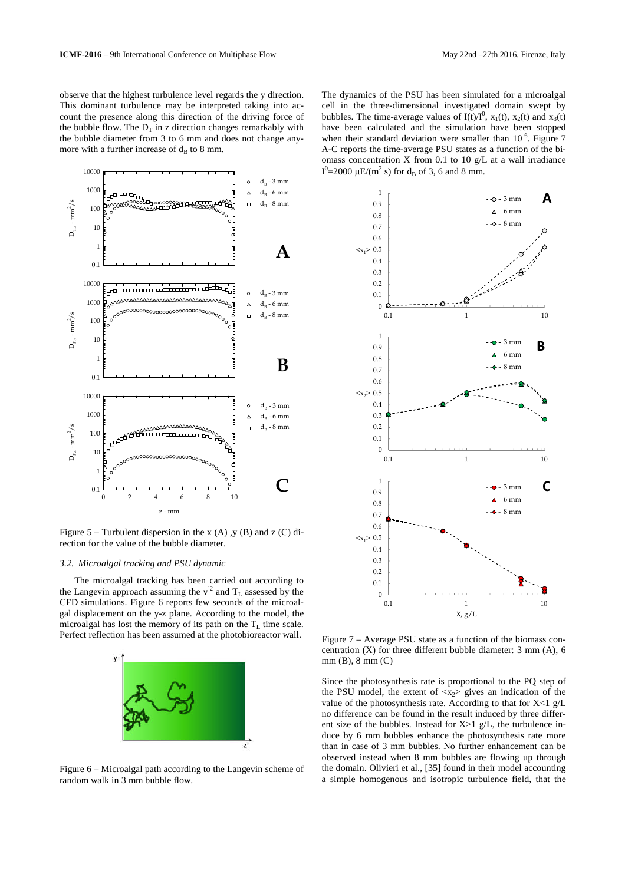observe that the highest turbulence level regards the y direction. This dominant turbulence may be interpreted taking into account the presence along this direction of the driving force of the bubble flow. The $D_T$ in z direction changes remarkably with the bubble diameter from 3 to 6 mm and does not change anymore with a further increase of $d_B$ to 8 mm.

Figure 5 – Turbulent dispersion in the x (A) ,y (B) and z (C) direction for the value of the bubble diameter.

### 3.2. Microalgal tracking and PSU dynamic

The microalgal tracking has been carried out according to the Langevin approach assuming the $v'^2$ and $T_L$ assessed by the CFD simulations. Figure 6 reports few seconds of the microalgal displacement on the y-z plane. According to the model, the microalgal has lost the memory of its path on the $T_L$ time scale. Perfect reflection has been assumed at the photobioreactor wall.

Figure 6 – Microalgal path according to the Langevin scheme of random walk in 3 mm bubble flow.

The dynamics of the PSU has been simulated for a microalgal cell in the three-dimensional investigated domain swept by bubbles. The time-average values of $I(t)/I^0$, $x_1(t)$, $x_2(t)$ and $x_3(t)$ have been calculated and the simulation have been stopped when their standard deviation were smaller than $10^{-6}$. Figure 7 A-C reports the time-average PSU states as a function of the biomass concentration X from 0.1 to 10 g/L at a wall irradiance $I^0$=2000 μE/(m$^2$ s) for $d_B$ of 3, 6 and 8 mm.

Figure 7 – Average PSU state as a function of the biomass concentration (X) for three different bubble diameter: 3 mm (A), 6 mm (B), 8 mm (C)

Since the photosynthesis rate is proportional to the PQ step of the PSU model, the extent of $<x_2>$ gives an indication of the value of the photosynthesis rate. According to that for X<1 g/L no difference can be found in the result induced by three different size of the bubbles. Instead for X>1 g/L, the turbulence induce by 6 mm bubbles enhance the photosynthesis rate more than in case of 3 mm bubbles. No further enhancement can be observed instead when 8 mm bubbles are flowing up through the domain. Olivieri et al., [35] found in their model accounting a simple homogenous and isotropic turbulence field, that the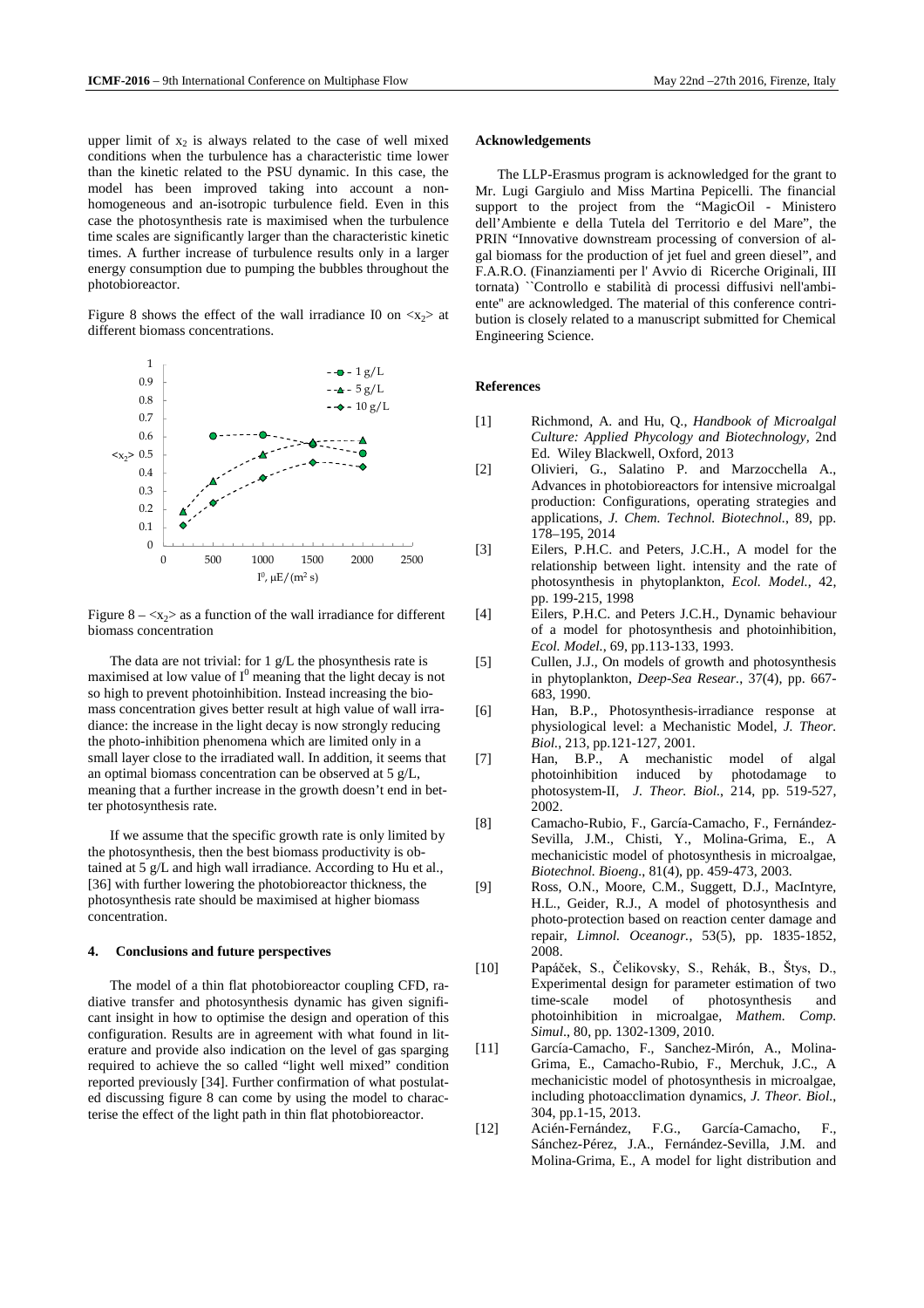upper limit of $x_2$ is always related to the case of well mixed conditions when the turbulence has a characteristic time lower than the kinetic related to the PSU dynamic. In this case, the model has been improved taking into account a non-homogeneous and an-isotropic turbulence field. Even in this case the photosynthesis rate is maximised when the turbulence time scales are significantly larger than the characteristic kinetic times. A further increase of turbulence results only in a larger energy consumption due to pumping the bubbles throughout the photobioreactor.

Figure 8 shows the effect of the wall irradiance I0 on $\langle x_2 \rangle$ at different biomass concentrations.

Figure 8 – $\langle x_2 \rangle$ as a function of the wall irradiance for different biomass concentration

The data are not trivial: for 1 g/L the phosynthesis rate is maximised at low value of $I^0$ meaning that the light decay is not so high to prevent photoinhibition. Instead increasing the biomass concentration gives better result at high value of wall irradiance: the increase in the light decay is now strongly reducing the photo-inhibition phenomena which are limited only in a small layer close to the irradiated wall. In addition, it seems that an optimal biomass concentration can be observed at 5 g/L, meaning that a further increase in the growth doesn't end in better photosynthesis rate.

If we assume that the specific growth rate is only limited by the photosynthesis, then the best biomass productivity is obtained at 5 g/L and high wall irradiance. According to Hu et al., [36] with further lowering the photobioreactor thickness, the photosynthesis rate should be maximised at higher biomass concentration.

## 4. Conclusions and future perspectives

The model of a thin flat photobioreactor coupling CFD, radiative transfer and photosynthesis dynamic has given significant insight in how to optimise the design and operation of this configuration. Results are in agreement with what found in literature and provide also indication on the level of gas sparging required to achieve the so called "light well mixed" condition reported previously [34]. Further confirmation of what postulated discussing figure 8 can come by using the model to characterise the effect of the light path in thin flat photobioreactor.

## Acknowledgements

The LLP-Erasmus program is acknowledged for the grant to Mr. Lugi Gargiulo and Miss Martina Pepicelli. The financial support to the project from the "MagicOil - Ministero dell'Ambiente e della Tutela del Territorio e del Mare", the PRIN "Innovative downstream processing of conversion of algal biomass for the production of jet fuel and green diesel", and F.A.R.O. (Finanziamenti per l' Avvio di Ricerche Originali, III tornata) ``Controllo e stabilità di processi diffusivi nell'ambiente'' are acknowledged. The material of this conference contribution is closely related to a manuscript submitted for Chemical Engineering Science.

## References

[1] Richmond, A. and Hu, Q., *Handbook of Microalgal Culture: Applied Phycology and Biotechnology*, 2nd Ed. Wiley Blackwell, Oxford, 2013

[2] Olivieri, G., Salatino P. and Marzocchella A., Advances in photobioreactors for intensive microalgal production: Configurations, operating strategies and applications, *J. Chem. Technol. Biotechnol.*, 89, pp. 178–195, 2014

[3] Eilers, P.H.C. and Peters, J.C.H., A model for the relationship between light. intensity and the rate of photosynthesis in phytoplankton, *Ecol. Model.*, 42, pp. 199-215, 1998

[4] Eilers, P.H.C. and Peters J.C.H., Dynamic behaviour of a model for photosynthesis and photoinhibition, *Ecol. Model.*, 69, pp.113-133, 1993.

[5] Cullen, J.J., On models of growth and photosynthesis in phytoplankton, *Deep-Sea Resear.*, 37(4), pp. 667-683, 1990.

[6] Han, B.P., Photosynthesis-irradiance response at physiological level: a Mechanistic Model, *J. Theor. Biol.*, 213, pp.121-127, 2001.

[7] Han, B.P., A mechanistic model of algal photoinhibition induced by photodamage to photosystem-II, *J. Theor. Biol.*, 214, pp. 519-527, 2002.

[8] Camacho-Rubio, F., García-Camacho, F., Fernández-Sevilla, J.M., Chisti, Y., Molina-Grima, E., A mechanicistic model of photosynthesis in microalgae, *Biotechnol. Bioeng.*, 81(4), pp. 459-473, 2003.

[9] Ross, O.N., Moore, C.M., Suggett, D.J., MacIntyre, H.L., Geider, R.J., A model of photosynthesis and photo-protection based on reaction center damage and repair, *Limnol. Oceanogr.*, 53(5), pp. 1835-1852, 2008.

[10] Papáček, S., Čelikovsky, S., Rehák, B., Štys, D., Experimental design for parameter estimation of two time-scale model of photosynthesis and photoinhibition in microalgae, *Mathem. Comp. Simul.*, 80, pp. 1302-1309, 2010.

[11] García-Camacho, F., Sanchez-Mirón, A., Molina-Grima, E., Camacho-Rubio, F., Merchuk, J.C., A mechanicistic model of photosynthesis in microalgae, including photoacclimation dynamics, *J. Theor. Biol.*, 304, pp.1-15, 2013.

[12] Acién-Fernández, F.G., García-Camacho, F., Sánchez-Pérez, J.A., Fernández-Sevilla, J.M. and Molina-Grima, E., A model for light distribution and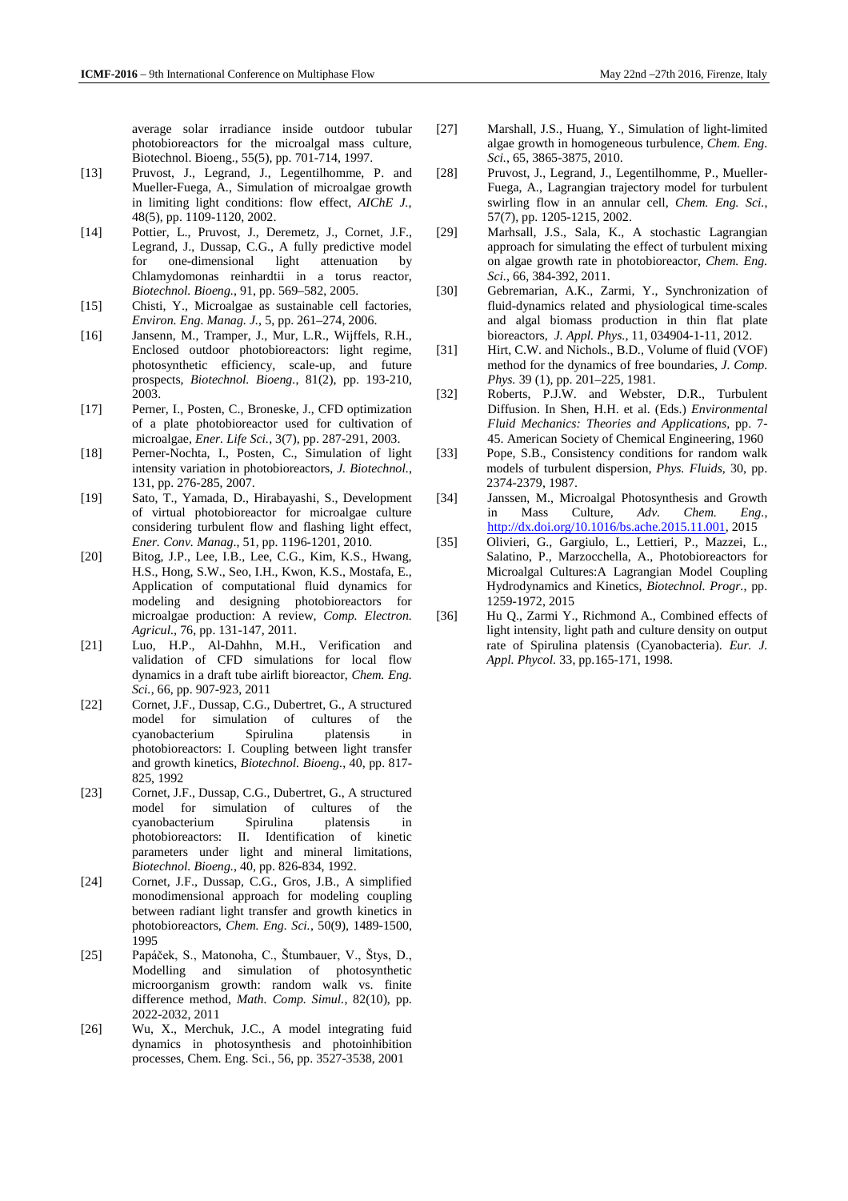average solar irradiance inside outdoor tubular photobioreactors for the microalgal mass culture, Biotechnol. Bioeng., 55(5), pp. 701-714, 1997.

[13] Pruvost, J., Legrand, J., Legentilhomme, P. and Mueller-Fuega, A., Simulation of microalgae growth in limiting light conditions: flow effect, *AIChE J.*, 48(5), pp. 1109-1120, 2002.

[14] Pottier, L., Pruvost, J., Deremetz, J., Cornet, J.F., Legrand, J., Dussap, C.G., A fully predictive model for one-dimensional light attenuation by Chlamydomonas reinhardtii in a torus reactor, *Biotechnol. Bioeng.*, 91, pp. 569–582, 2005.

[15] Chisti, Y., Microalgae as sustainable cell factories, *Environ. Eng. Manag. J.*, 5, pp. 261–274, 2006.

[16] Jansenn, M., Tramper, J., Mur, L.R., Wijffels, R.H., Enclosed outdoor photobioreactors: light regime, photosynthetic efficiency, scale-up, and future prospects, *Biotechnol. Bioeng.*, 81(2), pp. 193-210, 2003.

[17] Perner, I., Posten, C., Broneske, J., CFD optimization of a plate photobioreactor used for cultivation of microalgae, *Ener. Life Sci.*, 3(7), pp. 287-291, 2003.

[18] Perner-Nochta, I., Posten, C., Simulation of light intensity variation in photobioreactors, *J. Biotechnol.*, 131, pp. 276-285, 2007.

[19] Sato, T., Yamada, D., Hirabayashi, S., Development of virtual photobioreactor for microalgae culture considering turbulent flow and flashing light effect, *Ener. Conv. Manag*., 51, pp. 1196-1201, 2010.

[20] Bitog, J.P., Lee, I.B., Lee, C.G., Kim, K.S., Hwang, H.S., Hong, S.W., Seo, I.H., Kwon, K.S., Mostafa, E., Application of computational fluid dynamics for modeling and designing photobioreactors for microalgae production: A review, *Comp. Electron. Agricul.*, 76, pp. 131-147, 2011.

[21] Luo, H.P., Al-Dahhn, M.H., Verification and validation of CFD simulations for local flow dynamics in a draft tube airlift bioreactor, *Chem. Eng. Sci.*, 66, pp. 907-923, 2011

[22] Cornet, J.F., Dussap, C.G., Dubertret, G., A structured model for simulation of cultures of the cyanobacterium Spirulina platensis in photobioreactors: I. Coupling between light transfer and growth kinetics, *Biotechnol. Bioeng.*, 40, pp. 817-825, 1992

[23] Cornet, J.F., Dussap, C.G., Dubertret, G., A structured model for simulation of cultures of the cyanobacterium Spirulina platensis in photobioreactors: II. Identification of kinetic parameters under light and mineral limitations, *Biotechnol. Bioeng.*, 40, pp. 826-834, 1992.

[24] Cornet, J.F., Dussap, C.G., Gros, J.B., A simplified monodimensional approach for modeling coupling between radiant light transfer and growth kinetics in photobioreactors, *Chem. Eng. Sci.*, 50(9), 1489-1500, 1995

[25] Papáček, S., Matonoha, C., Štumbauer, V., Štys, D., Modelling and simulation of photosynthetic microorganism growth: random walk vs. finite difference method, *Math. Comp. Simul.*, 82(10), pp. 2022-2032, 2011

[26] Wu, X., Merchuk, J.C., A model integrating fuid dynamics in photosynthesis and photoinhibition processes, Chem. Eng. Sci., 56, pp. 3527-3538, 2001

[27] Marshall, J.S., Huang, Y., Simulation of light-limited algae growth in homogeneous turbulence, *Chem. Eng. Sci.*, 65, 3865-3875, 2010.

[28] Pruvost, J., Legrand, J., Legentilhomme, P., Mueller-Fuega, A., Lagrangian trajectory model for turbulent swirling flow in an annular cell, *Chem. Eng. Sci.*, 57(7), pp. 1205-1215, 2002.

[29] Marhsall, J.S., Sala, K., A stochastic Lagrangian approach for simulating the effect of turbulent mixing on algae growth rate in photobioreactor, *Chem. Eng. Sci.*, 66, 384-392, 2011.

[30] Gebremarian, A.K., Zarmi, Y., Synchronization of fluid-dynamics related and physiological time-scales and algal biomass production in thin flat plate bioreactors, *J. Appl. Phys.*, 11, 034904-1-11, 2012.

[31] Hirt, C.W. and Nichols., B.D., Volume of fluid (VOF) method for the dynamics of free boundaries, *J. Comp. Phys.* 39 (1), pp. 201–225, 1981.

[32] Roberts, P.J.W. and Webster, D.R., Turbulent Diffusion. In Shen, H.H. et al. (Eds.) *Environmental Fluid Mechanics: Theories and Applications*, pp. 7-45. American Society of Chemical Engineering, 1960

[33] Pope, S.B., Consistency conditions for random walk models of turbulent dispersion, *Phys. Fluids*, 30, pp. 2374-2379, 1987.

[34] Janssen, M., Microalgal Photosynthesis and Growth in Mass Culture, *Adv. Chem. Eng.*, http://dx.doi.org/10.1016/bs.ache.2015.11.001, 2015

[35] Olivieri, G., Gargiulo, L., Lettieri, P., Mazzei, L., Salatino, P., Marzocchella, A., Photobioreactors for Microalgal Cultures:A Lagrangian Model Coupling Hydrodynamics and Kinetics, *Biotechnol. Progr.*, pp. 1259-1972, 2015

[36] Hu Q., Zarmi Y., Richmond A., Combined effects of light intensity, light path and culture density on output rate of Spirulina platensis (Cyanobacteria). *Eur. J. Appl. Phycol.* 33, pp.165-171, 1998.